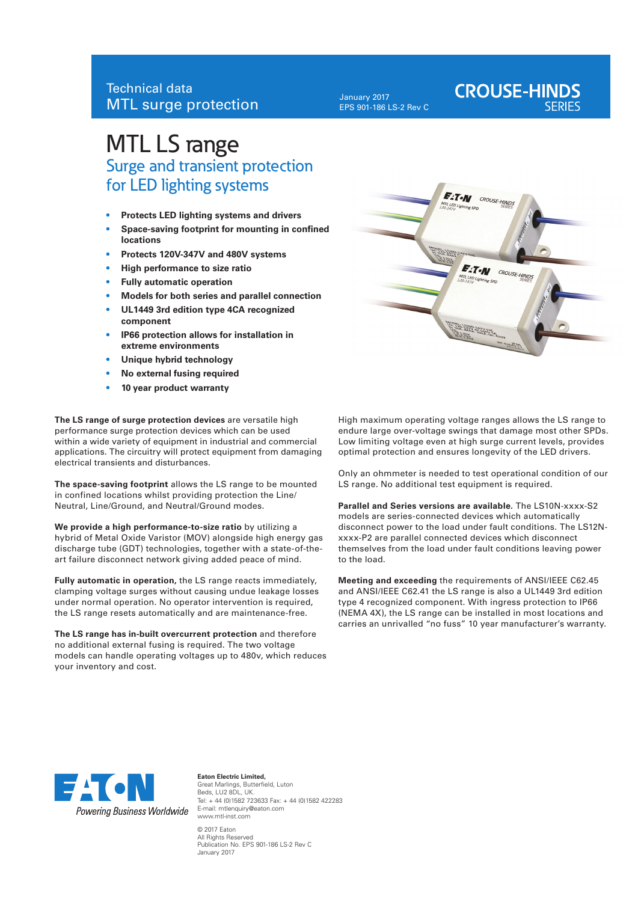Technical data
MTL surge protection

January 2017
EPS 901-186 LS-2 Rev C

CROUSE-HINDS SERIES

# MTL LS range

## Surge and transient protection for LED lighting systems

- **Protects LED lighting systems and drivers**
- **Space-saving footprint for mounting in confined locations**
- **Protects 120V-347V and 480V systems**
- **High performance to size ratio**
- **Fully automatic operation**
- **Models for both series and parallel connection**
- **UL1449 3rd edition type 4CA recognized component**
- **IP66 protection allows for installation in extreme environments**
- **Unique hybrid technology**
- **No external fusing required**
- **10 year product warranty**

**The LS range of surge protection devices** are versatile high performance surge protection devices which can be used within a wide variety of equipment in industrial and commercial applications. The circuitry will protect equipment from damaging electrical transients and disturbances.

**The space-saving footprint** allows the LS range to be mounted in confined locations whilst providing protection the Line/Neutral, Line/Ground, and Neutral/Ground modes.

**We provide a high performance-to-size ratio** by utilizing a hybrid of Metal Oxide Varistor (MOV) alongside high energy gas discharge tube (GDT) technologies, together with a state-of-the-art failure disconnect network giving added peace of mind.

**Fully automatic in operation,** the LS range reacts immediately, clamping voltage surges without causing undue leakage losses under normal operation. No operator intervention is required, the LS range resets automatically and are maintenance-free.

**The LS range has in-built overcurrent protection** and therefore no additional external fusing is required. The two voltage models can handle operating voltages up to 480v, which reduces your inventory and cost.

High maximum operating voltage ranges allows the LS range to endure large over-voltage swings that damage most other SPDs. Low limiting voltage even at high surge current levels, provides optimal protection and ensures longevity of the LED drivers.

Only an ohmmeter is needed to test operational condition of our LS range. No additional test equipment is required.

**Parallel and Series versions are available.** The LS10N-xxxx-S2 models are series-connected devices which automatically disconnect power to the load under fault conditions. The LS12N-xxxx-P2 are parallel connected devices which disconnect themselves from the load under fault conditions leaving power to the load.

**Meeting and exceeding** the requirements of ANSI/IEEE C62.45 and ANSI/IEEE C62.41 the LS range is also a UL1449 3rd edition type 4 recognized component. With ingress protection to IP66 (NEMA 4X), the LS range can be installed in most locations and carries an unrivalled "no fuss" 10 year manufacturer's warranty.

EATON
Powering Business Worldwide

**Eaton Electric Limited,**
Great Marlings, Butterfield, Luton
Beds, LU2 8DL, UK.
Tel: + 44 (0)1582 723633 Fax: + 44 (0)1582 422283
E-mail: mtlenquiry@eaton.com
www.mtl-inst.com

© 2017 Eaton
All Rights Reserved
Publication No. EPS 901-186 LS-2 Rev C
January 2017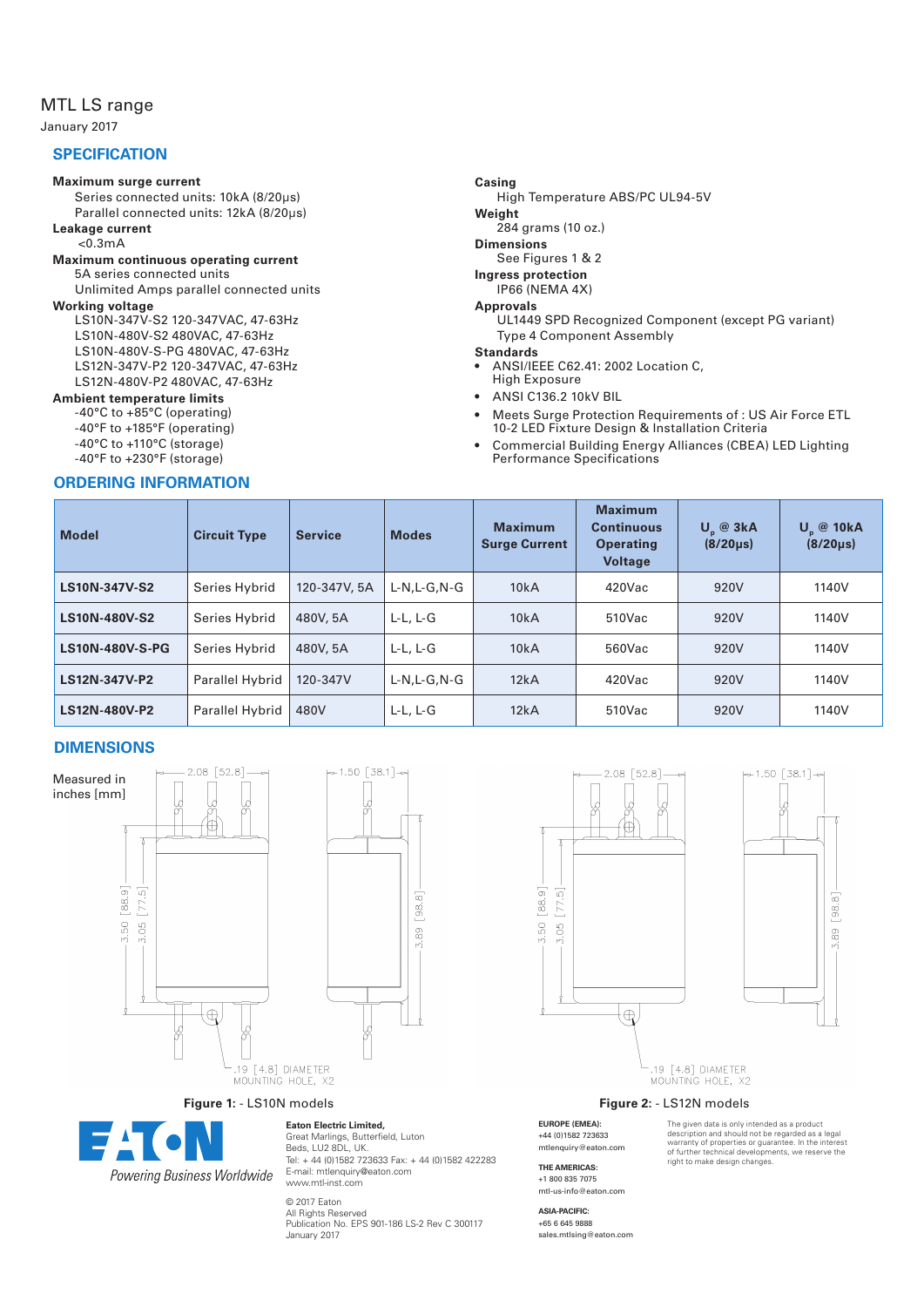MTL LS range

January 2017

## SPECIFICATION

**Maximum surge current**
Series connected units: 10kA (8/20μs)
Parallel connected units: 12kA (8/20μs)

**Leakage current**
<0.3mA

**Maximum continuous operating current**
5A series connected units
Unlimited Amps parallel connected units

**Working voltage**
LS10N-347V-S2 120-347VAC, 47-63Hz
LS10N-480V-S2 480VAC, 47-63Hz
LS10N-480V-S-PG 480VAC, 47-63Hz
LS12N-347V-P2 120-347VAC, 47-63Hz
LS12N-480V-P2 480VAC, 47-63Hz

**Ambient temperature limits**
-40°C to +85°C (operating)
-40°F to +185°F (operating)
-40°C to +110°C (storage)
-40°F to +230°F (storage)

**Casing**
High Temperature ABS/PC UL94-5V

**Weight**
284 grams (10 oz.)

**Dimensions**
See Figures 1 & 2

**Ingress protection**
IP66 (NEMA 4X)

**Approvals**
UL1449 SPD Recognized Component (except PG variant)
Type 4 Component Assembly

**Standards**

- ANSI/IEEE C62.41: 2002 Location C, High Exposure
- ANSI C136.2 10kV BIL
- Meets Surge Protection Requirements of : US Air Force ETL 10-2 LED Fixture Design & Installation Criteria
- Commercial Building Energy Alliances (CBEA) LED Lighting Performance Specifications

## ORDERING INFORMATION

| Model | Circuit Type | Service | Modes | Maximum Surge Current | Maximum Continuous Operating Voltage | $U_p$ @ 3kA (8/20μs) | $U_p$ @ 10kA (8/20μs) |
|---|---|---|---|---|---|---|---|
| **LS10N-347V-S2** | Series Hybrid | 120-347V, 5A | L-N,L-G,N-G | 10kA | 420Vac | 920V | 1140V |
| **LS10N-480V-S2** | Series Hybrid | 480V, 5A | L-L, L-G | 10kA | 510Vac | 920V | 1140V |
| **LS10N-480V-S-PG** | Series Hybrid | 480V, 5A | L-L, L-G | 10kA | 560Vac | 920V | 1140V |
| **LS12N-347V-P2** | Parallel Hybrid | 120-347V | L-N,L-G,N-G | 12kA | 420Vac | 920V | 1140V |
| **LS12N-480V-P2** | Parallel Hybrid | 480V | L-L, L-G | 12kA | 510Vac | 920V | 1140V |

## DIMENSIONS

Measured in inches [mm]

2.08 [52.8]
1.50 [38.1]
3.50 [88.9]
3.05 [77.5]
3.89 [98.8]
.19 [4.8] DIAMETER MOUNTING HOLE, X2

**Figure 1:** - LS10N models

2.08 [52.8]
1.50 [38.1]
3.50 [88.9]
3.05 [77.5]
3.89 [98.8]
.19 [4.8] DIAMETER MOUNTING HOLE, X2

**Figure 2:** - LS12N models

EATON
*Powering Business Worldwide*

**Eaton Electric Limited,**
Great Marlings, Butterfield, Luton
Beds, LU2 8DL, UK.
Tel: + 44 (0)1582 723633 Fax: + 44 (0)1582 422283
E-mail: mtlenquiry@eaton.com
www.mtl-inst.com

© 2017 Eaton
All Rights Reserved
Publication No. EPS 901-186 LS-2 Rev C 300117
January 2017

**EUROPE (EMEA):**
+44 (0)1582 723633
mtlenquiry@eaton.com

**THE AMERICAS:**
+1 800 835 7075
mtl-us-info@eaton.com

**ASIA-PACIFIC:**
+65 6 645 9888
sales.mtlsing@eaton.com

The given data is only intended as a product description and should not be regarded as a legal warranty of properties or guarantee. In the interest of further technical developments, we reserve the right to make design changes.